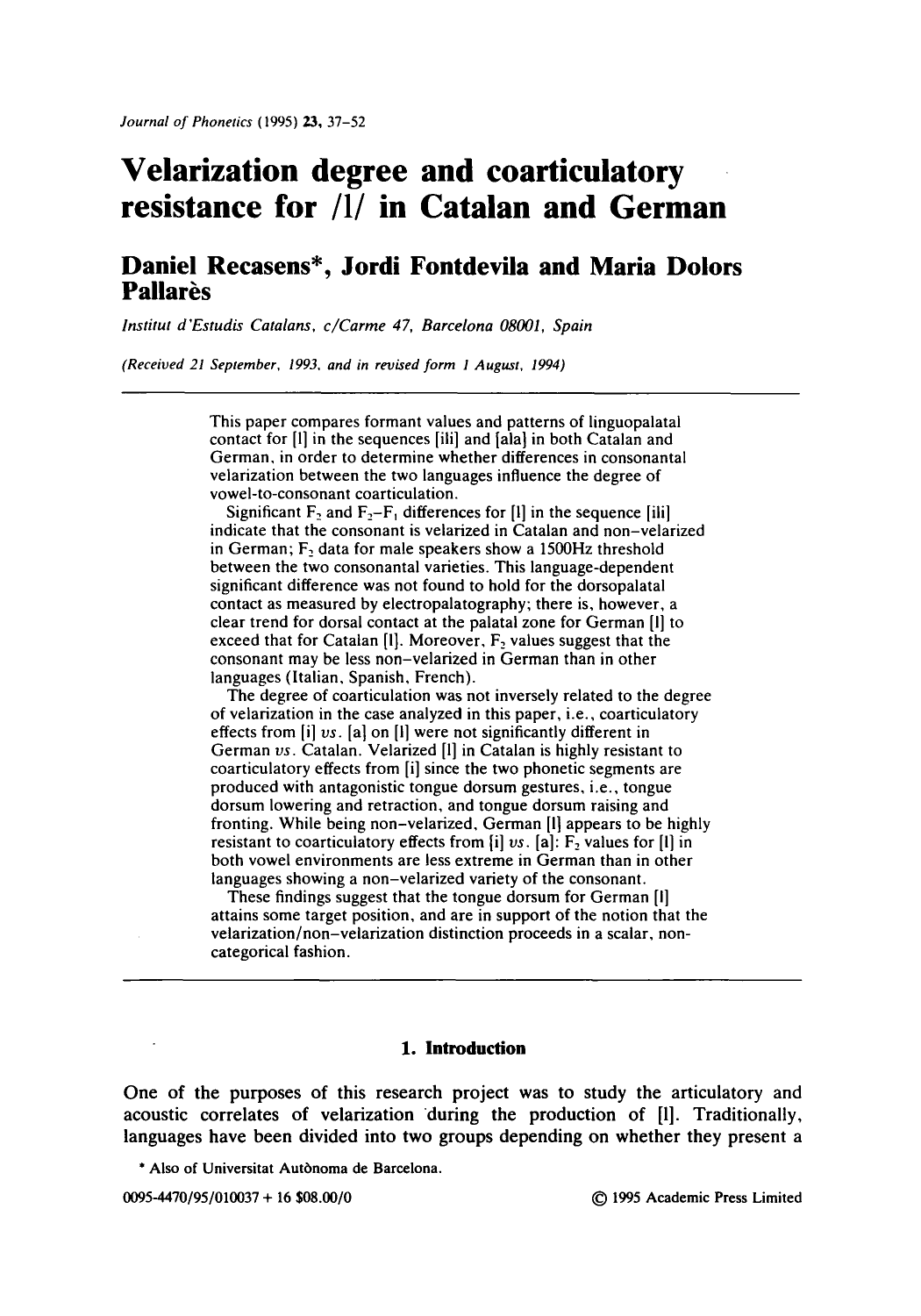# Velarization degree and coarticulatory resistance for /l/ in Catalan and German

## Daniel Recasens*, Jordi Fontdevila and Maria Dolors Pallarès

*Institut d'Estudis Catalans, c/Carme 47, Barcelona 08001, Spain*

*(Received 21 September, 1993, and in revised form 1 August, 1994)*

---

This paper compares formant values and patterns of linguopalatal contact for [l] in the sequences [ili] and [ala] in both Catalan and German, in order to determine whether differences in consonantal velarization between the two languages influence the degree of vowel-to-consonant coarticulation.

Significant $F_2$ and $F_2$–$F_1$ differences for [l] in the sequence [ili] indicate that the consonant is velarized in Catalan and non-velarized in German; $F_2$ data for male speakers show a 1500Hz threshold between the two consonantal varieties. This language-dependent significant difference was not found to hold for the dorsopalatal contact as measured by electropalatography; there is, however, a clear trend for dorsal contact at the palatal zone for German [l] to exceed that for Catalan [l]. Moreover, $F_2$ values suggest that the consonant may be less non-velarized in German than in other languages (Italian, Spanish, French).

The degree of coarticulation was not inversely related to the degree of velarization in the case analyzed in this paper, i.e., coarticulatory effects from [i] *vs.* [a] on [l] were not significantly different in German *vs.* Catalan. Velarized [l] in Catalan is highly resistant to coarticulatory effects from [i] since the two phonetic segments are produced with antagonistic tongue dorsum gestures, i.e., tongue dorsum lowering and retraction, and tongue dorsum raising and fronting. While being non-velarized, German [l] appears to be highly resistant to coarticulatory effects from [i] *vs.* [a]: $F_2$ values for [l] in both vowel environments are less extreme in German than in other languages showing a non-velarized variety of the consonant.

These findings suggest that the tongue dorsum for German [l] attains some target position, and are in support of the notion that the velarization/non-velarization distinction proceeds in a scalar, non-categorical fashion.

---

## 1. Introduction

One of the purposes of this research project was to study the articulatory and acoustic correlates of velarization during the production of [l]. Traditionally, languages have been divided into two groups depending on whether they present a

* Also of Universitat Autònoma de Barcelona.

0095-4470/95/010037 + 16 $08.00/0 © 1995 Academic Press Limited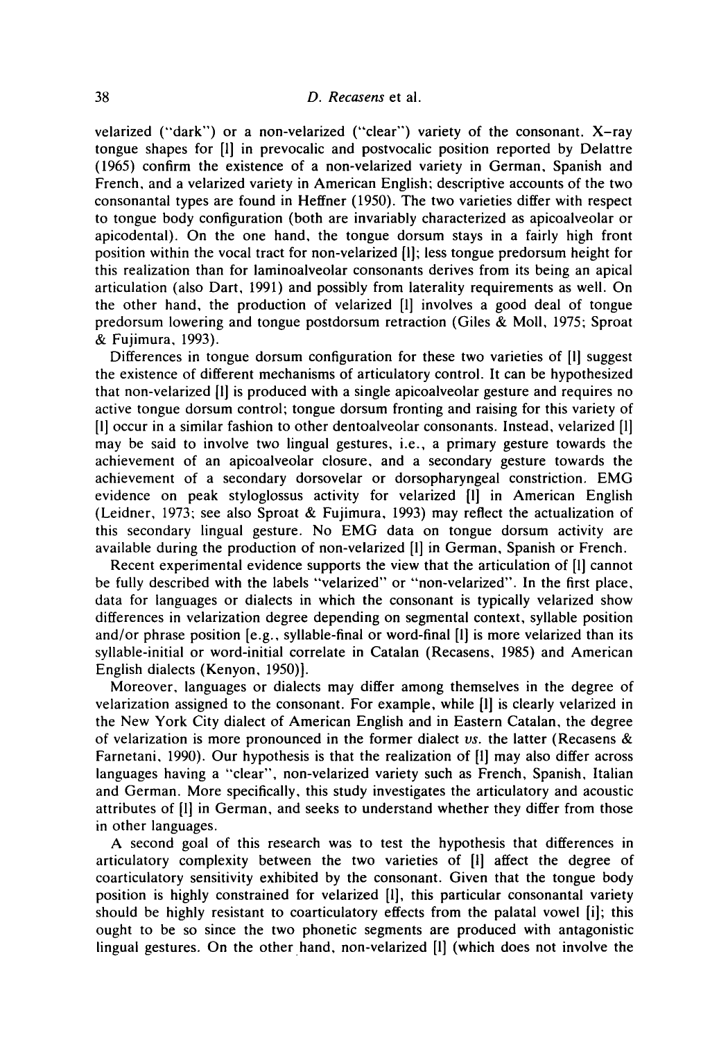velarized ("dark") or a non-velarized ("clear") variety of the consonant. X-ray tongue shapes for [l] in prevocalic and postvocalic position reported by Delattre (1965) confirm the existence of a non-velarized variety in German, Spanish and French, and a velarized variety in American English; descriptive accounts of the two consonantal types are found in Heffner (1950). The two varieties differ with respect to tongue body configuration (both are invariably characterized as apicoalveolar or apicodental). On the one hand, the tongue dorsum stays in a fairly high front position within the vocal tract for non-velarized [l]; less tongue predorsum height for this realization than for laminoalveolar consonants derives from its being an apical articulation (also Dart, 1991) and possibly from laterality requirements as well. On the other hand, the production of velarized [l] involves a good deal of tongue predorsum lowering and tongue postdorsum retraction (Giles & Moll, 1975; Sproat & Fujimura, 1993).

Differences in tongue dorsum configuration for these two varieties of [l] suggest the existence of different mechanisms of articulatory control. It can be hypothesized that non-velarized [l] is produced with a single apicoalveolar gesture and requires no active tongue dorsum control; tongue dorsum fronting and raising for this variety of [l] occur in a similar fashion to other dentoalveolar consonants. Instead, velarized [l] may be said to involve two lingual gestures, i.e., a primary gesture towards the achievement of an apicoalveolar closure, and a secondary gesture towards the achievement of a secondary dorsovelar or dorsopharyngeal constriction. EMG evidence on peak styloglossus activity for velarized [l] in American English (Leidner, 1973; see also Sproat & Fujimura, 1993) may reflect the actualization of this secondary lingual gesture. No EMG data on tongue dorsum activity are available during the production of non-velarized [l] in German, Spanish or French.

Recent experimental evidence supports the view that the articulation of [l] cannot be fully described with the labels "velarized" or "non-velarized". In the first place, data for languages or dialects in which the consonant is typically velarized show differences in velarization degree depending on segmental context, syllable position and/or phrase position [e.g., syllable-final or word-final [l] is more velarized than its syllable-initial or word-initial correlate in Catalan (Recasens, 1985) and American English dialects (Kenyon, 1950)].

Moreover, languages or dialects may differ among themselves in the degree of velarization assigned to the consonant. For example, while [l] is clearly velarized in the New York City dialect of American English and in Eastern Catalan, the degree of velarization is more pronounced in the former dialect *vs.* the latter (Recasens & Farnetani, 1990). Our hypothesis is that the realization of [l] may also differ across languages having a "clear", non-velarized variety such as French, Spanish, Italian and German. More specifically, this study investigates the articulatory and acoustic attributes of [l] in German, and seeks to understand whether they differ from those in other languages.

A second goal of this research was to test the hypothesis that differences in articulatory complexity between the two varieties of [l] affect the degree of coarticulatory sensitivity exhibited by the consonant. Given that the tongue body position is highly constrained for velarized [l], this particular consonantal variety should be highly resistant to coarticulatory effects from the palatal vowel [i]; this ought to be so since the two phonetic segments are produced with antagonistic lingual gestures. On the other hand, non-velarized [l] (which does not involve the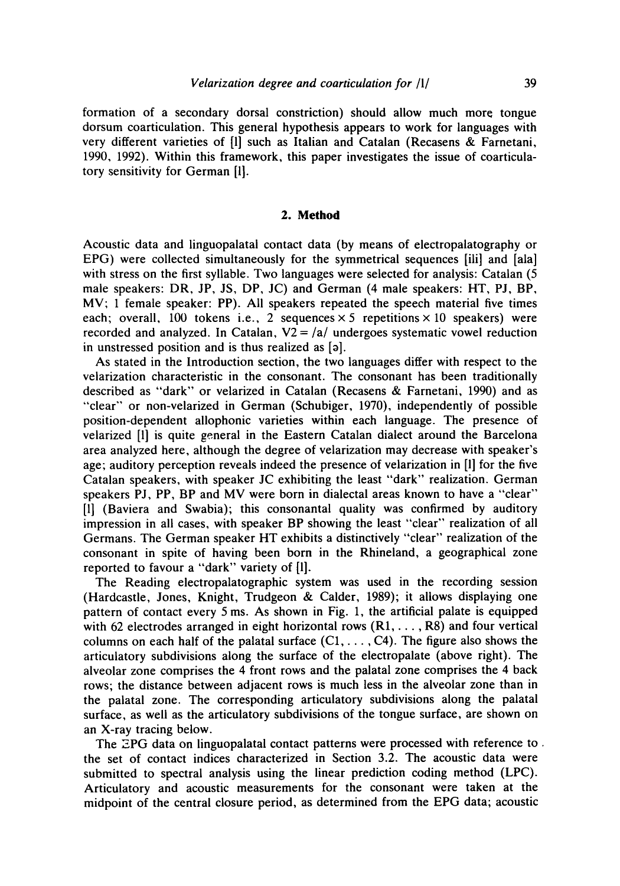formation of a secondary dorsal constriction) should allow much more tongue dorsum coarticulation. This general hypothesis appears to work for languages with very different varieties of [l] such as Italian and Catalan (Recasens & Farnetani, 1990, 1992). Within this framework, this paper investigates the issue of coarticulatory sensitivity for German [l].

## 2. Method

Acoustic data and linguopalatal contact data (by means of electropalatography or EPG) were collected simultaneously for the symmetrical sequences [ili] and [ala] with stress on the first syllable. Two languages were selected for analysis: Catalan (5 male speakers: DR, JP, JS, DP, JC) and German (4 male speakers: HT, PJ, BP, MV; 1 female speaker: PP). All speakers repeated the speech material five times each; overall, 100 tokens i.e., 2 sequences × 5 repetitions × 10 speakers) were recorded and analyzed. In Catalan, V2 = /a/ undergoes systematic vowel reduction in unstressed position and is thus realized as [ə].

As stated in the Introduction section, the two languages differ with respect to the velarization characteristic in the consonant. The consonant has been traditionally described as "dark" or velarized in Catalan (Recasens & Farnetani, 1990) and as "clear" or non-velarized in German (Schubiger, 1970), independently of possible position-dependent allophonic varieties within each language. The presence of velarized [l] is quite general in the Eastern Catalan dialect around the Barcelona area analyzed here, although the degree of velarization may decrease with speaker's age; auditory perception reveals indeed the presence of velarization in [l] for the five Catalan speakers, with speaker JC exhibiting the least "dark" realization. German speakers PJ, PP, BP and MV were born in dialectal areas known to have a "clear" [l] (Baviera and Swabia); this consonantal quality was confirmed by auditory impression in all cases, with speaker BP showing the least "clear" realization of all Germans. The German speaker HT exhibits a distinctively "clear" realization of the consonant in spite of having been born in the Rhineland, a geographical zone reported to favour a "dark" variety of [l].

The Reading electropalatographic system was used in the recording session (Hardcastle, Jones, Knight, Trudgeon & Calder, 1989); it allows displaying one pattern of contact every 5 ms. As shown in Fig. 1, the artificial palate is equipped with 62 electrodes arranged in eight horizontal rows (R1, . . . , R8) and four vertical columns on each half of the palatal surface (C1, . . . , C4). The figure also shows the articulatory subdivisions along the surface of the electropalate (above right). The alveolar zone comprises the 4 front rows and the palatal zone comprises the 4 back rows; the distance between adjacent rows is much less in the alveolar zone than in the palatal zone. The corresponding articulatory subdivisions along the palatal surface, as well as the articulatory subdivisions of the tongue surface, are shown on an X-ray tracing below.

The EPG data on linguopalatal contact patterns were processed with reference to the set of contact indices characterized in Section 3.2. The acoustic data were submitted to spectral analysis using the linear prediction coding method (LPC). Articulatory and acoustic measurements for the consonant were taken at the midpoint of the central closure period, as determined from the EPG data; acoustic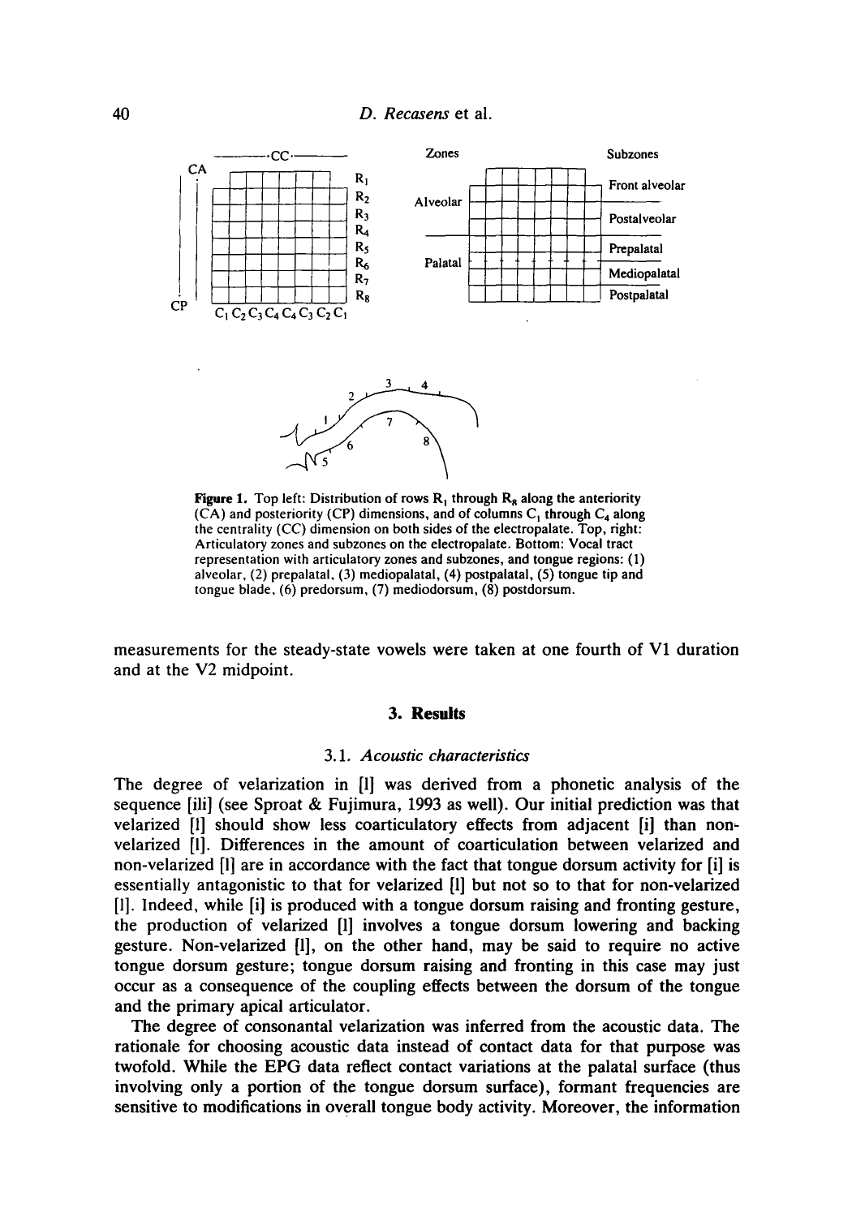**Figure 1.** Top left: Distribution of rows $R_1$ through $R_8$ along the anteriority (CA) and posteriority (CP) dimensions, and of columns $C_1$ through $C_4$ along the centrality (CC) dimension on both sides of the electropalate. Top, right: Articulatory zones and subzones on the electropalate. Bottom: Vocal tract representation with articulatory zones and subzones, and tongue regions: (1) alveolar, (2) prepalatal, (3) mediopalatal, (4) postpalatal, (5) tongue tip and tongue blade, (6) predorsum, (7) mediodorsum, (8) postdorsum.

measurements for the steady-state vowels were taken at one fourth of V1 duration and at the V2 midpoint.

## 3. Results

### 3.1. *Acoustic characteristics*

The degree of velarization in [l] was derived from a phonetic analysis of the sequence [ili] (see Sproat & Fujimura, 1993 as well). Our initial prediction was that velarized [l] should show less coarticulatory effects from adjacent [i] than non-velarized [l]. Differences in the amount of coarticulation between velarized and non-velarized [l] are in accordance with the fact that tongue dorsum activity for [i] is essentially antagonistic to that for velarized [l] but not so to that for non-velarized [l]. Indeed, while [i] is produced with a tongue dorsum raising and fronting gesture, the production of velarized [l] involves a tongue dorsum lowering and backing gesture. Non-velarized [l], on the other hand, may be said to require no active tongue dorsum gesture; tongue dorsum raising and fronting in this case may just occur as a consequence of the coupling effects between the dorsum of the tongue and the primary apical articulator.

The degree of consonantal velarization was inferred from the acoustic data. The rationale for choosing acoustic data instead of contact data for that purpose was twofold. While the EPG data reflect contact variations at the palatal surface (thus involving only a portion of the tongue dorsum surface), formant frequencies are sensitive to modifications in overall tongue body activity. Moreover, the information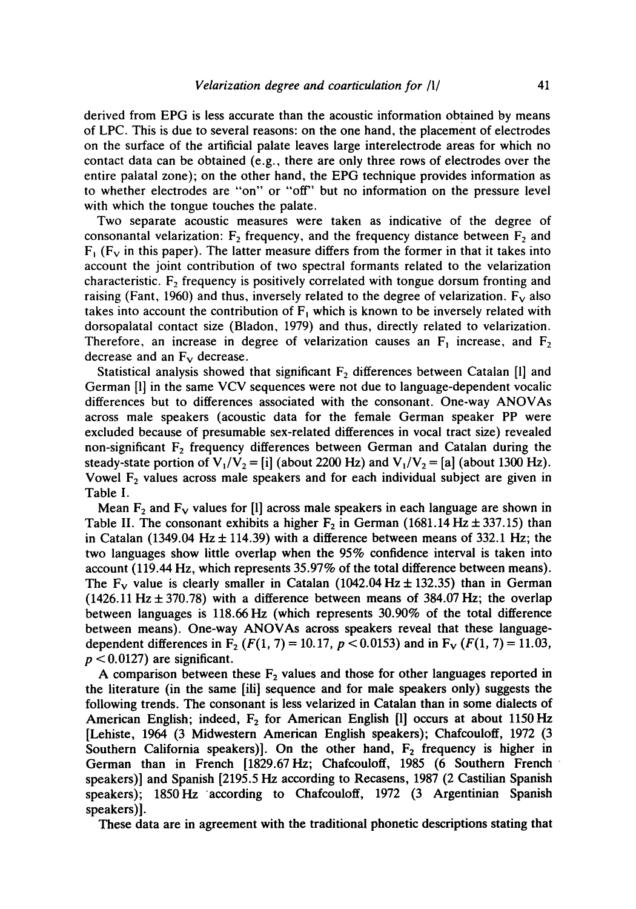derived from EPG is less accurate than the acoustic information obtained by means of LPC. This is due to several reasons: on the one hand, the placement of electrodes on the surface of the artificial palate leaves large interelectrode areas for which no contact data can be obtained (e.g., there are only three rows of electrodes over the entire palatal zone); on the other hand, the EPG technique provides information as to whether electrodes are "on" or "off" but no information on the pressure level with which the tongue touches the palate.

Two separate acoustic measures were taken as indicative of the degree of consonantal velarization: $F_2$ frequency, and the frequency distance between $F_2$ and $F_1$ ($F_V$ in this paper). The latter measure differs from the former in that it takes into account the joint contribution of two spectral formants related to the velarization characteristic. $F_2$ frequency is positively correlated with tongue dorsum fronting and raising (Fant, 1960) and thus, inversely related to the degree of velarization. $F_V$ also takes into account the contribution of $F_1$ which is known to be inversely related with dorsopalatal contact size (Bladon, 1979) and thus, directly related to velarization. Therefore, an increase in degree of velarization causes an $F_1$ increase, and $F_2$ decrease and an $F_V$ decrease.

Statistical analysis showed that significant $F_2$ differences between Catalan [l] and German [l] in the same VCV sequences were not due to language-dependent vocalic differences but to differences associated with the consonant. One-way ANOVAs across male speakers (acoustic data for the female German speaker PP were excluded because of presumable sex-related differences in vocal tract size) revealed non-significant $F_2$ frequency differences between German and Catalan during the steady-state portion of $V_1/V_2$ = [i] (about 2200 Hz) and $V_1/V_2$ = [a] (about 1300 Hz). Vowel $F_2$ values across male speakers and for each individual subject are given in Table I.

Mean $F_2$ and $F_V$ values for [l] across male speakers in each language are shown in Table II. The consonant exhibits a higher $F_2$ in German (1681.14 Hz ± 337.15) than in Catalan (1349.04 Hz ± 114.39) with a difference between means of 332.1 Hz; the two languages show little overlap when the 95% confidence interval is taken into account (119.44 Hz, which represents 35.97% of the total difference between means). The $F_V$ value is clearly smaller in Catalan (1042.04 Hz ± 132.35) than in German (1426.11 Hz ± 370.78) with a difference between means of 384.07 Hz; the overlap between languages is 118.66 Hz (which represents 30.90% of the total difference between means). One-way ANOVAs across speakers reveal that these language-dependent differences in $F_2$ ($F(1, 7) = 10.17$, $p < 0.0153$) and in $F_V$ ($F(1, 7) = 11.03$, $p < 0.0127$) are significant.

A comparison between these $F_2$ values and those for other languages reported in the literature (in the same [ili] sequence and for male speakers only) suggests the following trends. The consonant is less velarized in Catalan than in some dialects of American English; indeed, $F_2$ for American English [l] occurs at about 1150 Hz [Lehiste, 1964 (3 Midwestern American English speakers); Chafcouloff, 1972 (3 Southern California speakers)]. On the other hand, $F_2$ frequency is higher in German than in French [1829.67 Hz; Chafcouloff, 1985 (6 Southern French speakers)] and Spanish [2195.5 Hz according to Recasens, 1987 (2 Castilian Spanish speakers); 1850 Hz according to Chafcouloff, 1972 (3 Argentinian Spanish speakers)].

These data are in agreement with the traditional phonetic descriptions stating that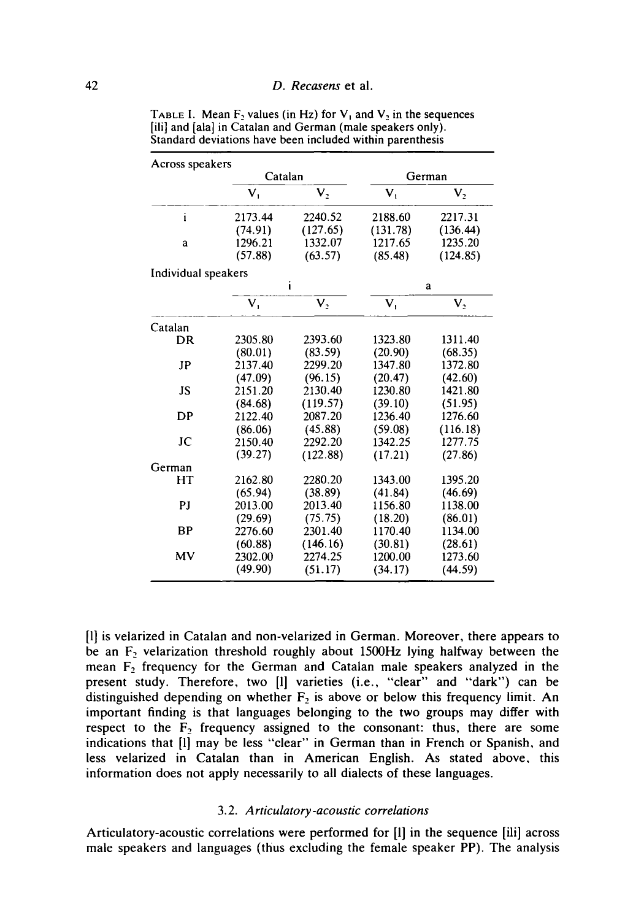TABLE I. Mean $F_2$ values (in Hz) for $V_1$ and $V_2$ in the sequences [ili] and [ala] in Catalan and German (male speakers only). Standard deviations have been included within parenthesis

| Across speakers | Catalan | | German | |
|---|---|---|---|---|
| | $V_1$ | $V_2$ | $V_1$ | $V_2$ |
| i | 2173.44 | 2240.52 | 2188.60 | 2217.31 |
| | (74.91) | (127.65) | (131.78) | (136.44) |
| a | 1296.21 | 1332.07 | 1217.65 | 1235.20 |
| | (57.88) | (63.57) | (85.48) | (124.85) |

| Individual speakers | i | | a | |
|---|---|---|---|---|
| | $V_1$ | $V_2$ | $V_1$ | $V_2$ |
| Catalan | | | | |
| DR | 2305.80 | 2393.60 | 1323.80 | 1311.40 |
| | (80.01) | (83.59) | (20.90) | (68.35) |
| JP | 2137.40 | 2299.20 | 1347.80 | 1372.80 |
| | (47.09) | (96.15) | (20.47) | (42.60) |
| JS | 2151.20 | 2130.40 | 1230.80 | 1421.80 |
| | (84.68) | (119.57) | (39.10) | (51.95) |
| DP | 2122.40 | 2087.20 | 1236.40 | 1276.60 |
| | (86.06) | (45.88) | (59.08) | (116.18) |
| JC | 2150.40 | 2292.20 | 1342.25 | 1277.75 |
| | (39.27) | (122.88) | (17.21) | (27.86) |
| German | | | | |
| HT | 2162.80 | 2280.20 | 1343.00 | 1395.20 |
| | (65.94) | (38.89) | (41.84) | (46.69) |
| PJ | 2013.00 | 2013.40 | 1156.80 | 1138.00 |
| | (29.69) | (75.75) | (18.20) | (86.01) |
| BP | 2276.60 | 2301.40 | 1170.40 | 1134.00 |
| | (60.88) | (146.16) | (30.81) | (28.61) |
| MV | 2302.00 | 2274.25 | 1200.00 | 1273.60 |
| | (49.90) | (51.17) | (34.17) | (44.59) |

[l] is velarized in Catalan and non-velarized in German. Moreover, there appears to be an $F_2$ velarization threshold roughly about 1500Hz lying halfway between the mean $F_2$ frequency for the German and Catalan male speakers analyzed in the present study. Therefore, two [l] varieties (i.e., "clear" and "dark") can be distinguished depending on whether $F_2$ is above or below this frequency limit. An important finding is that languages belonging to the two groups may differ with respect to the $F_2$ frequency assigned to the consonant: thus, there are some indications that [l] may be less "clear" in German than in French or Spanish, and less velarized in Catalan than in American English. As stated above, this information does not apply necessarily to all dialects of these languages.

### 3.2. *Articulatory-acoustic correlations*

Articulatory-acoustic correlations were performed for [l] in the sequence [ili] across male speakers and languages (thus excluding the female speaker PP). The analysis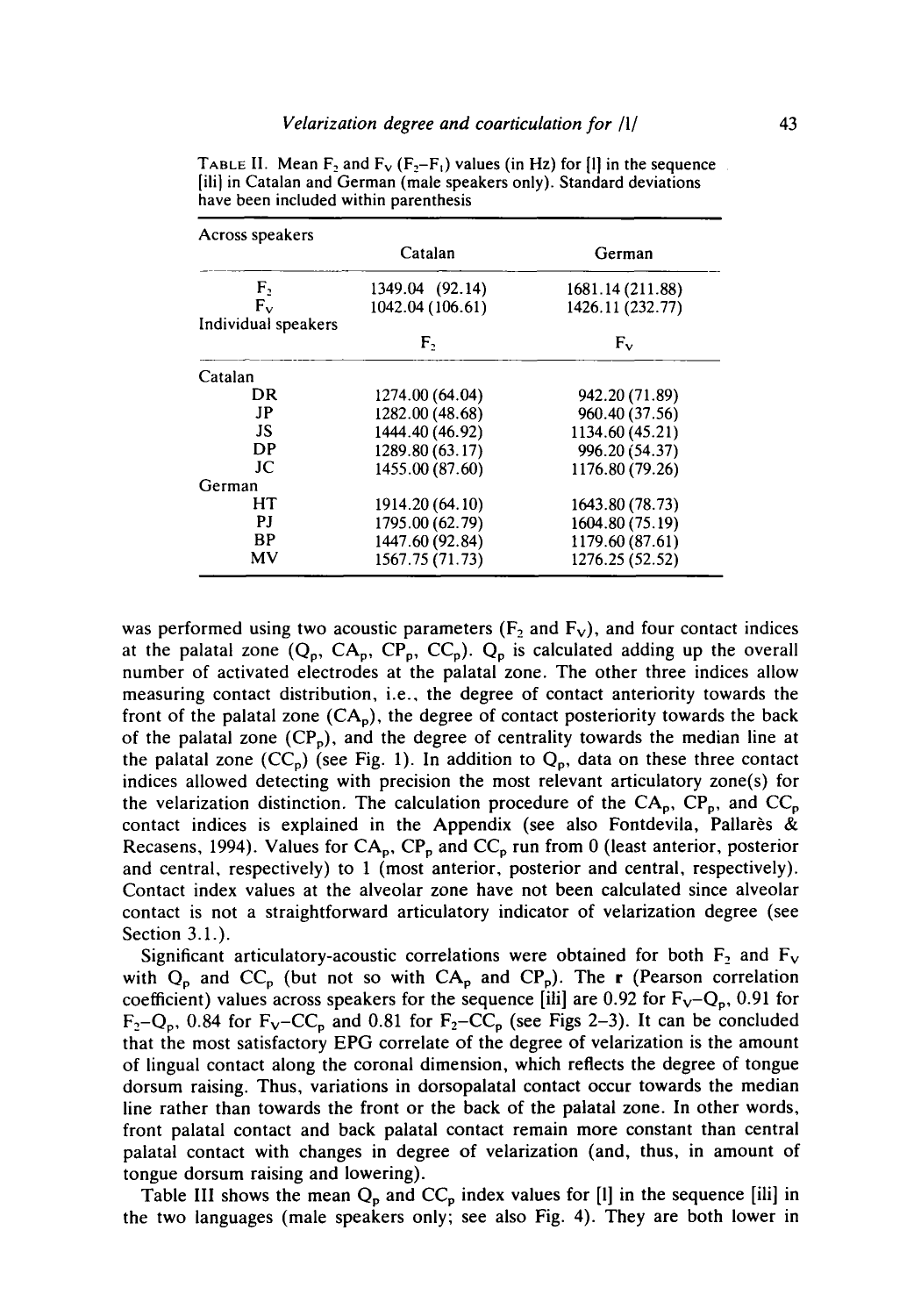TABLE II. Mean $F_2$ and $F_V$ ($F_2$–$F_1$) values (in Hz) for [l] in the sequence [ili] in Catalan and German (male speakers only). Standard deviations have been included within parenthesis

| Across speakers | Catalan | German |
|---|---|---|
| $F_2$ | 1349.04 (92.14) | 1681.14 (211.88) |
| $F_V$ | 1042.04 (106.61) | 1426.11 (232.77) |
| **Individual speakers** | $F_2$ | $F_V$ |
| Catalan | | |
| DR | 1274.00 (64.04) | 942.20 (71.89) |
| JP | 1282.00 (48.68) | 960.40 (37.56) |
| JS | 1444.40 (46.92) | 1134.60 (45.21) |
| DP | 1289.80 (63.17) | 996.20 (54.37) |
| JC | 1455.00 (87.60) | 1176.80 (79.26) |
| German | | |
| HT | 1914.20 (64.10) | 1643.80 (78.73) |
| PJ | 1795.00 (62.79) | 1604.80 (75.19) |
| BP | 1447.60 (92.84) | 1179.60 (87.61) |
| MV | 1567.75 (71.73) | 1276.25 (52.52) |

was performed using two acoustic parameters ($F_2$ and $F_V$), and four contact indices at the palatal zone ($Q_p$, $CA_p$, $CP_p$, $CC_p$). $Q_p$ is calculated adding up the overall number of activated electrodes at the palatal zone. The other three indices allow measuring contact distribution, i.e., the degree of contact anteriority towards the front of the palatal zone ($CA_p$), the degree of contact posteriority towards the back of the palatal zone ($CP_p$), and the degree of centrality towards the median line at the palatal zone ($CC_p$) (see Fig. 1). In addition to $Q_p$, data on these three contact indices allowed detecting with precision the most relevant articulatory zone(s) for the velarization distinction. The calculation procedure of the $CA_p$, $CP_p$, and $CC_p$ contact indices is explained in the Appendix (see also Fontdevila, Pallarès & Recasens, 1994). Values for $CA_p$, $CP_p$ and $CC_p$ run from 0 (least anterior, posterior and central, respectively) to 1 (most anterior, posterior and central, respectively). Contact index values at the alveolar zone have not been calculated since alveolar contact is not a straightforward articulatory indicator of velarization degree (see Section 3.1.).

Significant articulatory-acoustic correlations were obtained for both $F_2$ and $F_V$ with $Q_p$ and $CC_p$ (but not so with $CA_p$ and $CP_p$). The **r** (Pearson correlation coefficient) values across speakers for the sequence [ili] are 0.92 for $F_V$–$Q_p$, 0.91 for $F_2$–$Q_p$, 0.84 for $F_V$–$CC_p$ and 0.81 for $F_2$–$CC_p$ (see Figs 2–3). It can be concluded that the most satisfactory EPG correlate of the degree of velarization is the amount of lingual contact along the coronal dimension, which reflects the degree of tongue dorsum raising. Thus, variations in dorsopalatal contact occur towards the median line rather than towards the front or the back of the palatal zone. In other words, front palatal contact and back palatal contact remain more constant than central palatal contact with changes in degree of velarization (and, thus, in amount of tongue dorsum raising and lowering).

Table III shows the mean $Q_p$ and $CC_p$ index values for [l] in the sequence [ili] in the two languages (male speakers only; see also Fig. 4). They are both lower in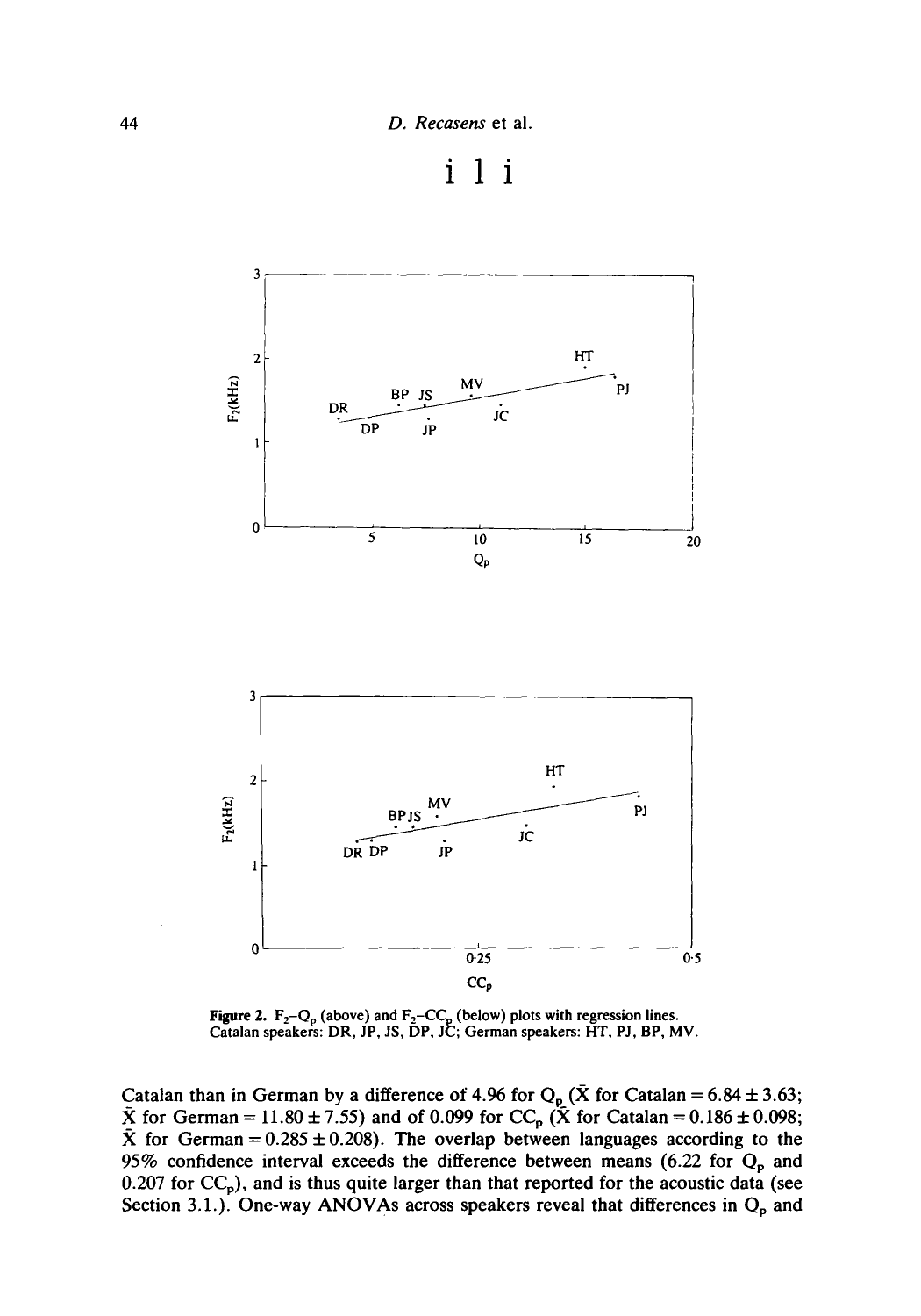Figure 2. $F_2$–$Q_p$ (above) and $F_2$–$CC_p$ (below) plots with regression lines. Catalan speakers: DR, JP, JS, DP, JC; German speakers: HT, PJ, BP, MV.

Catalan than in German by a difference of 4.96 for $Q_p$ ($\bar{X}$ for Catalan = 6.84 ± 3.63; $\bar{X}$ for German = 11.80 ± 7.55) and of 0.099 for $CC_p$ ($\bar{X}$ for Catalan = 0.186 ± 0.098; $\bar{X}$ for German = 0.285 ± 0.208). The overlap between languages according to the 95% confidence interval exceeds the difference between means (6.22 for $Q_p$ and 0.207 for $CC_p$), and is thus quite larger than that reported for the acoustic data (see Section 3.1.). One-way ANOVAs across speakers reveal that differences in $Q_p$ and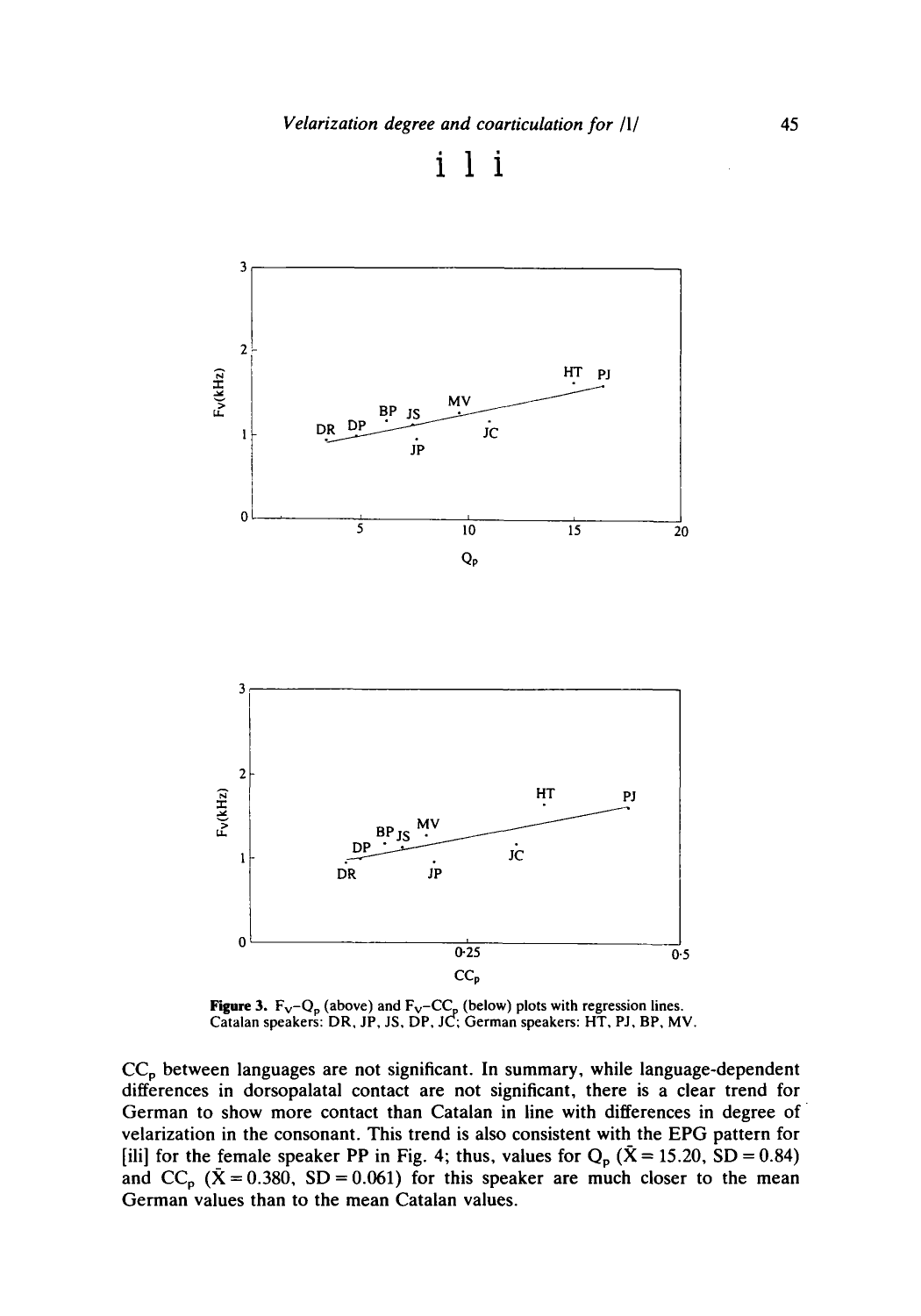i l i

**Figure 3.** $F_V$–$Q_p$ (above) and $F_V$–$CC_p$ (below) plots with regression lines. Catalan speakers: DR, JP, JS, DP, JC; German speakers: HT, PJ, BP, MV.

$CC_p$ between languages are not significant. In summary, while language-dependent differences in dorsopalatal contact are not significant, there is a clear trend for German to show more contact than Catalan in line with differences in degree of velarization in the consonant. This trend is also consistent with the EPG pattern for [ili] for the female speaker PP in Fig. 4; thus, values for $Q_p$ ($\bar{X} = 15.20$, $SD = 0.84$) and $CC_p$ ($\bar{X} = 0.380$, $SD = 0.061$) for this speaker are much closer to the mean German values than to the mean Catalan values.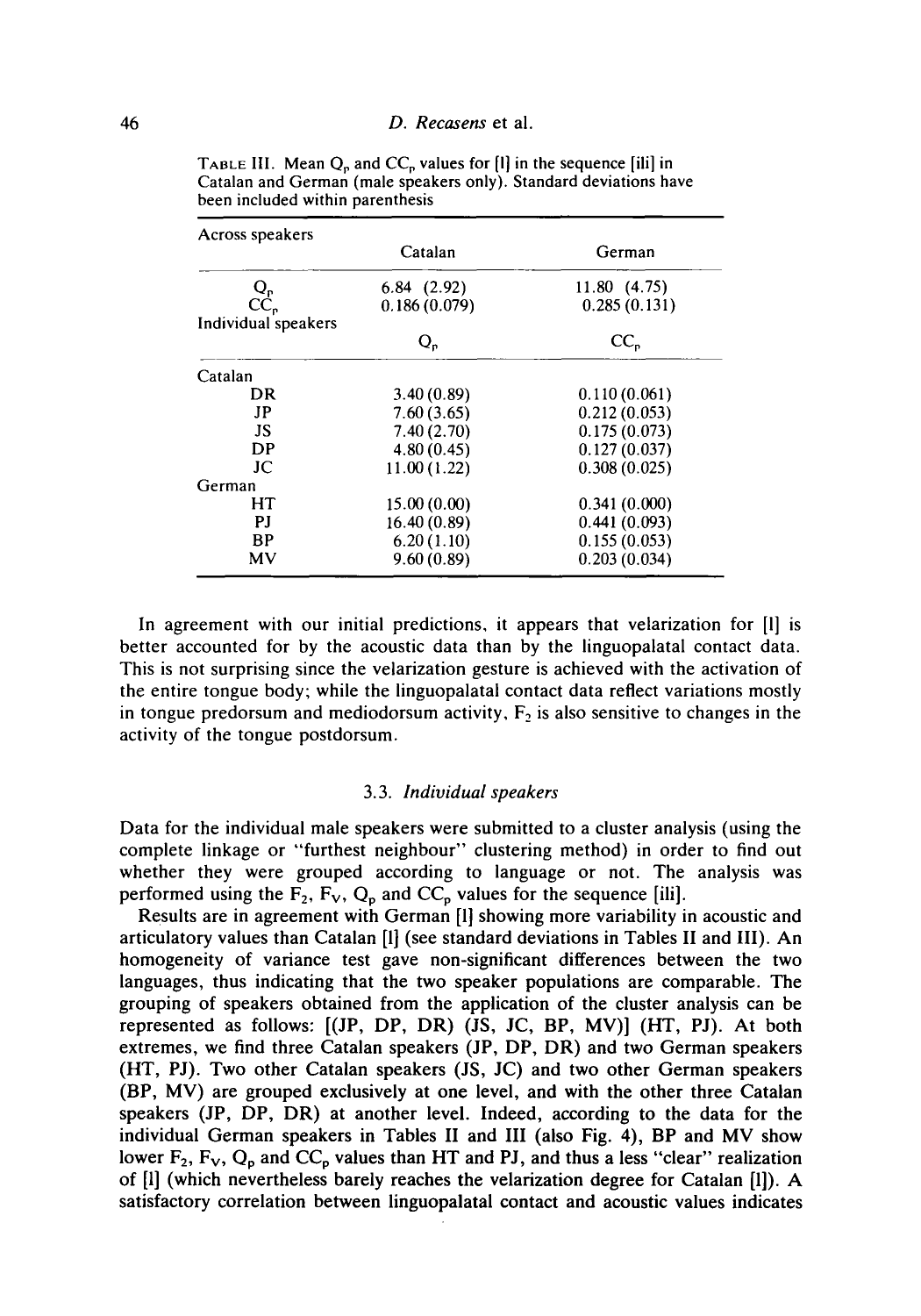TABLE III. Mean $Q_p$ and $CC_p$ values for [ļ] in the sequence [iļi] in Catalan and German (male speakers only). Standard deviations have been included within parenthesis

| Across speakers | Catalan | German |
|---|---|---|
| $Q_p$ | 6.84 (2.92) | 11.80 (4.75) |
| $CC_p$ | 0.186 (0.079) | 0.285 (0.131) |
| Individual speakers | $Q_p$ | $CC_p$ |
| Catalan | | |
| DR | 3.40 (0.89) | 0.110 (0.061) |
| JP | 7.60 (3.65) | 0.212 (0.053) |
| JS | 7.40 (2.70) | 0.175 (0.073) |
| DP | 4.80 (0.45) | 0.127 (0.037) |
| JC | 11.00 (1.22) | 0.308 (0.025) |
| German | | |
| HT | 15.00 (0.00) | 0.341 (0.000) |
| PJ | 16.40 (0.89) | 0.441 (0.093) |
| BP | 6.20 (1.10) | 0.155 (0.053) |
| MV | 9.60 (0.89) | 0.203 (0.034) |

In agreement with our initial predictions, it appears that velarization for [ļ] is better accounted for by the acoustic data than by the linguopalatal contact data. This is not surprising since the velarization gesture is achieved with the activation of the entire tongue body; while the linguopalatal contact data reflect variations mostly in tongue predorsum and mediodorsum activity, $F_2$ is also sensitive to changes in the activity of the tongue postdorsum.

### 3.3. *Individual speakers*

Data for the individual male speakers were submitted to a cluster analysis (using the complete linkage or "furthest neighbour" clustering method) in order to find out whether they were grouped according to language or not. The analysis was performed using the $F_2$, $F_V$, $Q_p$ and $CC_p$ values for the sequence [iļi].

Results are in agreement with German [ļ] showing more variability in acoustic and articulatory values than Catalan [ļ] (see standard deviations in Tables II and III). An homogeneity of variance test gave non-significant differences between the two languages, thus indicating that the two speaker populations are comparable. The grouping of speakers obtained from the application of the cluster analysis can be represented as follows: [(JP, DP, DR) (JS, JC, BP, MV)] (HT, PJ). At both extremes, we find three Catalan speakers (JP, DP, DR) and two German speakers (HT, PJ). Two other Catalan speakers (JS, JC) and two other German speakers (BP, MV) are grouped exclusively at one level, and with the other three Catalan speakers (JP, DP, DR) at another level. Indeed, according to the data for the individual German speakers in Tables II and III (also Fig. 4), BP and MV show lower $F_2$, $F_V$, $Q_p$ and $CC_p$ values than HT and PJ, and thus a less "clear" realization of [ļ] (which nevertheless barely reaches the velarization degree for Catalan [ļ]). A satisfactory correlation between linguopalatal contact and acoustic values indicates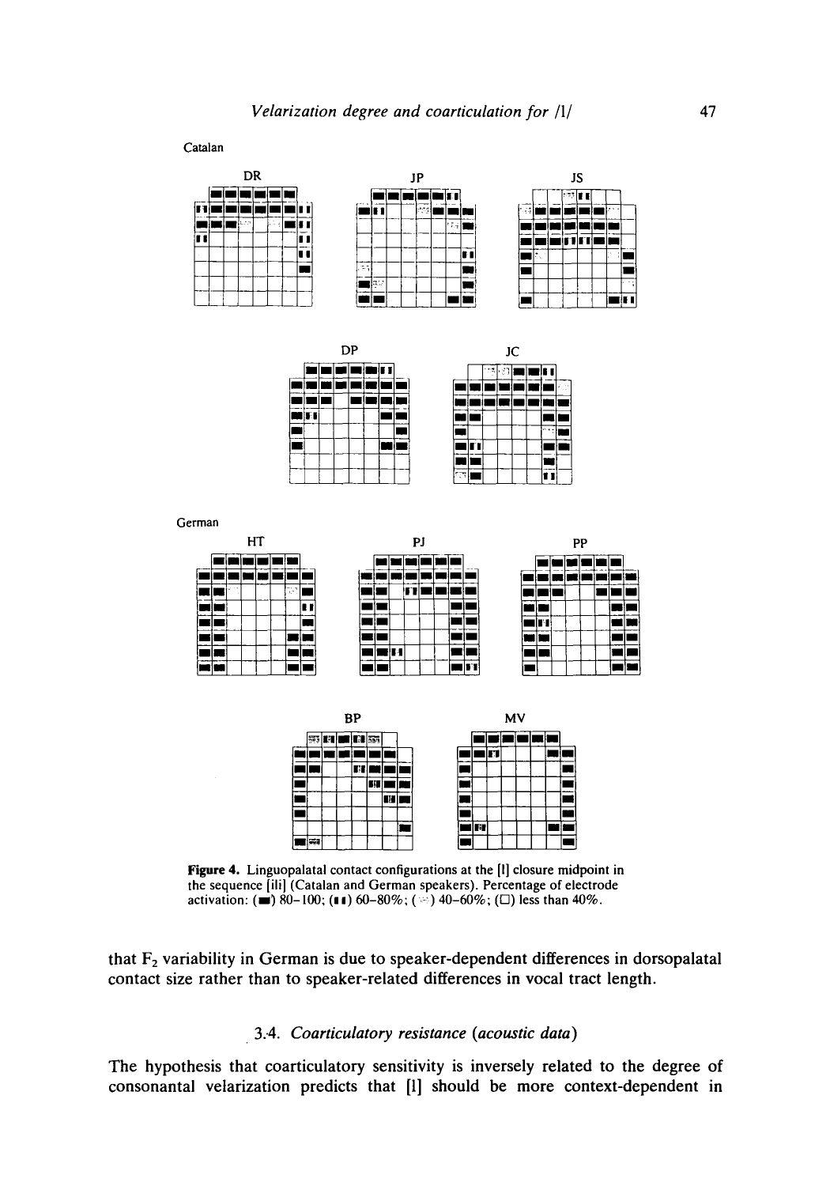Catalan

German

**Figure 4.** Linguopalatal contact configurations at the [l] closure midpoint in the sequence [ili] (Catalan and German speakers). Percentage of electrode activation: (■) 80–100; (▮▮) 60–80%; (░) 40–60%; (□) less than 40%.

that $F_2$ variability in German is due to speaker-dependent differences in dorsopalatal contact size rather than to speaker-related differences in vocal tract length.

### 3.4. *Coarticulatory resistance (acoustic data)*

The hypothesis that coarticulatory sensitivity is inversely related to the degree of consonantal velarization predicts that [l] should be more context-dependent in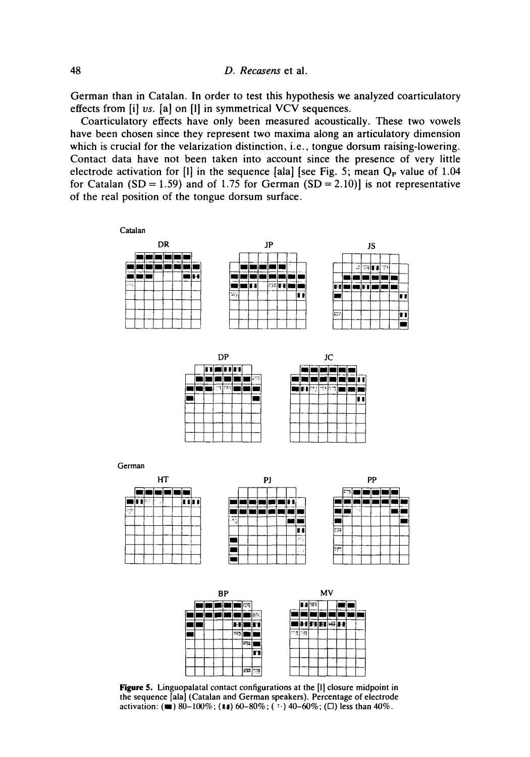German than in Catalan. In order to test this hypothesis we analyzed coarticulatory effects from [i] *vs.* [a] on [l] in symmetrical VCV sequences.

Coarticulatory effects have only been measured acoustically. These two vowels have been chosen since they represent two maxima along an articulatory dimension which is crucial for the velarization distinction, i.e., tongue dorsum raising-lowering. Contact data have not been taken into account since the presence of very little electrode activation for [l] in the sequence [ala] [see Fig. 5; mean $Q_P$ value of 1.04 for Catalan (SD = 1.59) and of 1.75 for German (SD = 2.10)] is not representative of the real position of the tongue dorsum surface.

Catalan

DR JP JS

DP JC

German

HT PJ PP

BP MV

**Figure 5.** Linguopalatal contact configurations at the [l] closure midpoint in the sequence [ala] (Catalan and German speakers). Percentage of electrode activation: (■) 80–100%; (▮▮) 60–80%; (░) 40–60%; (□) less than 40%.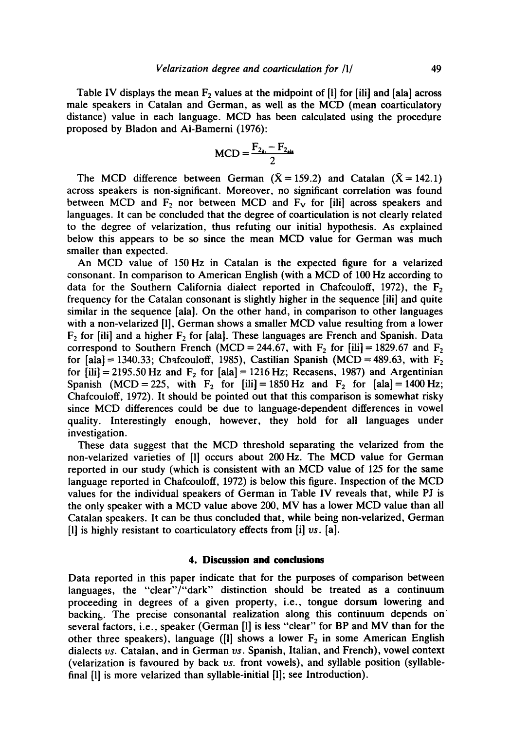Table IV displays the mean $F_2$ values at the midpoint of [l] for [ili] and [ala] across male speakers in Catalan and German, as well as the MCD (mean coarticulatory distance) value in each language. MCD has been calculated using the procedure proposed by Bladon and Al-Bamerni (1976):

$$\text{MCD} = \frac{F_{2_{\text{ili}}} - F_{2_{\text{ala}}}}{2}$$

The MCD difference between German ($\bar{X} = 159.2$) and Catalan ($\bar{X} = 142.1$) across speakers is non-significant. Moreover, no significant correlation was found between MCD and $F_2$ nor between MCD and $F_V$ for [ili] across speakers and languages. It can be concluded that the degree of coarticulation is not clearly related to the degree of velarization, thus refuting our initial hypothesis. As explained below this appears to be so since the mean MCD value for German was much smaller than expected.

An MCD value of 150 Hz in Catalan is the expected figure for a velarized consonant. In comparison to American English (with a MCD of 100 Hz according to data for the Southern California dialect reported in Chafcouloff, 1972), the $F_2$ frequency for the Catalan consonant is slightly higher in the sequence [ili] and quite similar in the sequence [ala]. On the other hand, in comparison to other languages with a non-velarized [l], German shows a smaller MCD value resulting from a lower $F_2$ for [ili] and a higher $F_2$ for [ala]. These languages are French and Spanish. Data correspond to Southern French (MCD = 244.67, with $F_2$ for [ili] = 1829.67 and $F_2$ for [ala] = 1340.33; Chafcouloff, 1985), Castilian Spanish (MCD = 489.63, with $F_2$ for [ili] = 2195.50 Hz and $F_2$ for [ala] = 1216 Hz; Recasens, 1987) and Argentinian Spanish (MCD = 225, with $F_2$ for [ili] = 1850 Hz and $F_2$ for [ala] = 1400 Hz; Chafcouloff, 1972). It should be pointed out that this comparison is somewhat risky since MCD differences could be due to language-dependent differences in vowel quality. Interestingly enough, however, they hold for all languages under investigation.

These data suggest that the MCD threshold separating the velarized from the non-velarized varieties of [l] occurs about 200 Hz. The MCD value for German reported in our study (which is consistent with an MCD value of 125 for the same language reported in Chafcouloff, 1972) is below this figure. Inspection of the MCD values for the individual speakers of German in Table IV reveals that, while PJ is the only speaker with a MCD value above 200, MV has a lower MCD value than all Catalan speakers. It can be thus concluded that, while being non-velarized, German [l] is highly resistant to coarticulatory effects from [i] *vs.* [a].

## 4. Discussion and conclusions

Data reported in this paper indicate that for the purposes of comparison between languages, the "clear"/"dark" distinction should be treated as a continuum proceeding in degrees of a given property, i.e., tongue dorsum lowering and backing. The precise consonantal realization along this continuum depends on several factors, i.e., speaker (German [l] is less "clear" for BP and MV than for the other three speakers), language ([l] shows a lower $F_2$ in some American English dialects *vs.* Catalan, and in German *vs.* Spanish, Italian, and French), vowel context (velarization is favoured by back *vs.* front vowels), and syllable position (syllable-final [l] is more velarized than syllable-initial [l]; see Introduction).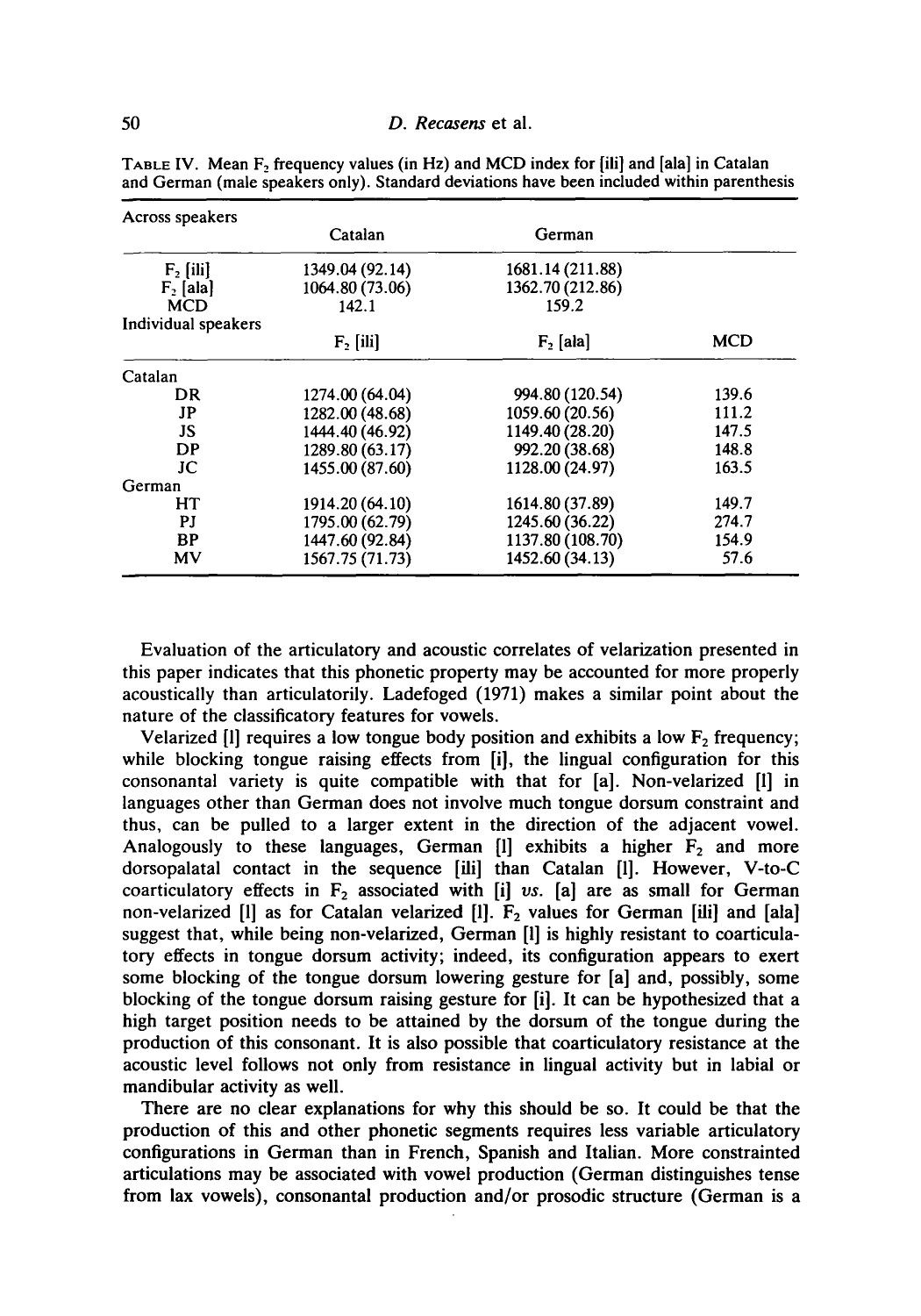TABLE IV. Mean $F_2$ frequency values (in Hz) and MCD index for [ili] and [ala] in Catalan and German (male speakers only). Standard deviations have been included within parenthesis

| Across speakers | Catalan | German | |
|---|---|---|---|
| $F_2$ [ili] | 1349.04 (92.14) | 1681.14 (211.88) | |
| $F_2$ [ala] | 1064.80 (73.06) | 1362.70 (212.86) | |
| MCD | 142.1 | 159.2 | |
| **Individual speakers** | $F_2$ [ili] | $F_2$ [ala] | MCD |
| Catalan | | | |
| DR | 1274.00 (64.04) | 994.80 (120.54) | 139.6 |
| JP | 1282.00 (48.68) | 1059.60 (20.56) | 111.2 |
| JS | 1444.40 (46.92) | 1149.40 (28.20) | 147.5 |
| DP | 1289.80 (63.17) | 992.20 (38.68) | 148.8 |
| JC | 1455.00 (87.60) | 1128.00 (24.97) | 163.5 |
| German | | | |
| HT | 1914.20 (64.10) | 1614.80 (37.89) | 149.7 |
| PJ | 1795.00 (62.79) | 1245.60 (36.22) | 274.7 |
| BP | 1447.60 (92.84) | 1137.80 (108.70) | 154.9 |
| MV | 1567.75 (71.73) | 1452.60 (34.13) | 57.6 |

Evaluation of the articulatory and acoustic correlates of velarization presented in this paper indicates that this phonetic property may be accounted for more properly acoustically than articulatorily. Ladefoged (1971) makes a similar point about the nature of the classificatory features for vowels.

Velarized [l] requires a low tongue body position and exhibits a low $F_2$ frequency; while blocking tongue raising effects from [i], the lingual configuration for this consonantal variety is quite compatible with that for [a]. Non-velarized [l] in languages other than German does not involve much tongue dorsum constraint and thus, can be pulled to a larger extent in the direction of the adjacent vowel. Analogously to these languages, German [l] exhibits a higher $F_2$ and more dorsopalatal contact in the sequence [ili] than Catalan [l]. However, V-to-C coarticulatory effects in $F_2$ associated with [i] *vs.* [a] are as small for German non-velarized [l] as for Catalan velarized [l]. $F_2$ values for German [ili] and [ala] suggest that, while being non-velarized, German [l] is highly resistant to coarticulatory effects in tongue dorsum activity; indeed, its configuration appears to exert some blocking of the tongue dorsum lowering gesture for [a] and, possibly, some blocking of the tongue dorsum raising gesture for [i]. It can be hypothesized that a high target position needs to be attained by the dorsum of the tongue during the production of this consonant. It is also possible that coarticulatory resistance at the acoustic level follows not only from resistance in lingual activity but in labial or mandibular activity as well.

There are no clear explanations for why this should be so. It could be that the production of this and other phonetic segments requires less variable articulatory configurations in German than in French, Spanish and Italian. More constrainted articulations may be associated with vowel production (German distinguishes tense from lax vowels), consonantal production and/or prosodic structure (German is a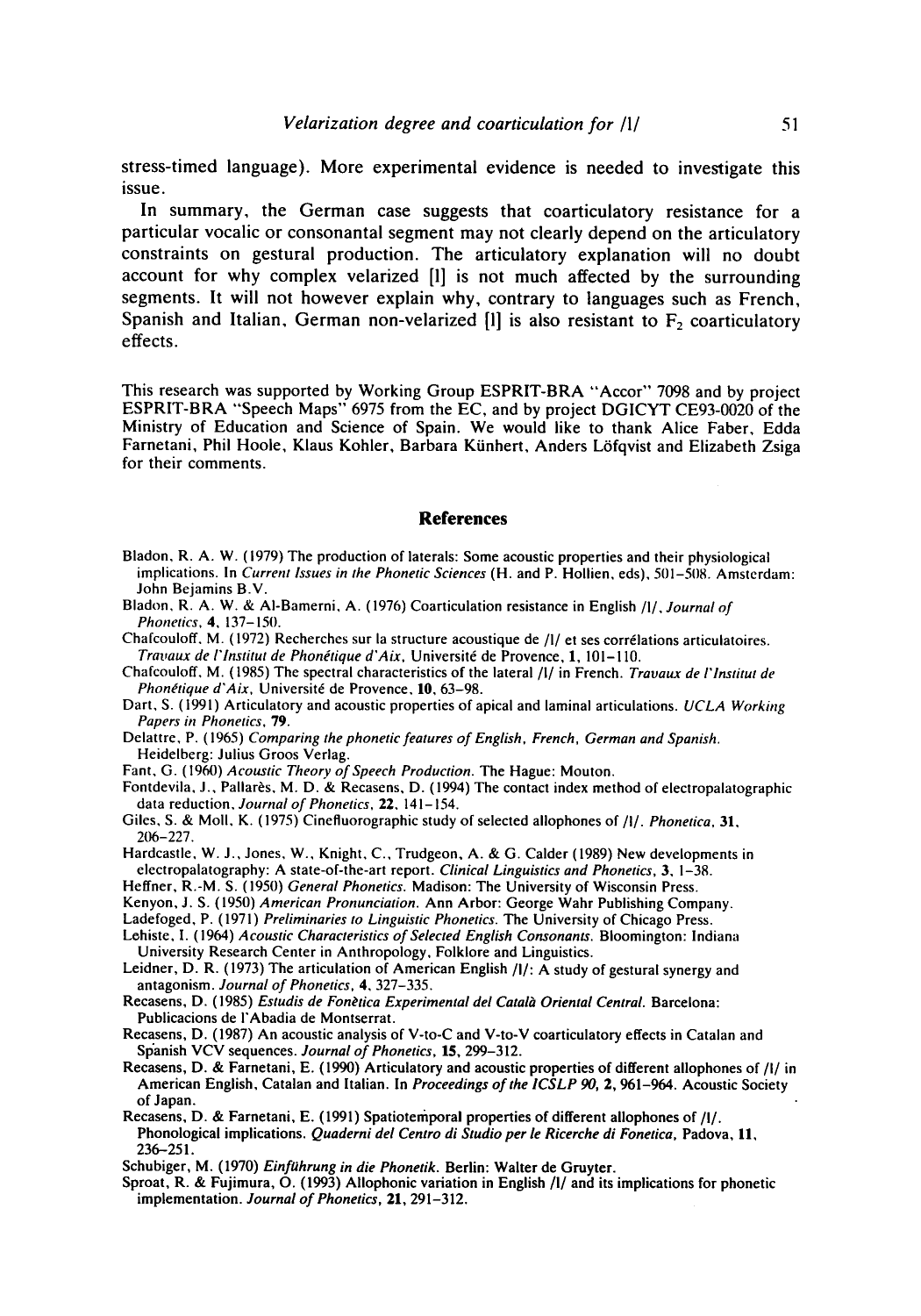stress-timed language). More experimental evidence is needed to investigate this issue.

In summary, the German case suggests that coarticulatory resistance for a particular vocalic or consonantal segment may not clearly depend on the articulatory constraints on gestural production. The articulatory explanation will no doubt account for why complex velarized [ł] is not much affected by the surrounding segments. It will not however explain why, contrary to languages such as French, Spanish and Italian, German non-velarized [l] is also resistant to $F_2$ coarticulatory effects.

This research was supported by Working Group ESPRIT-BRA "Accor" 7098 and by project ESPRIT-BRA "Speech Maps" 6975 from the EC, and by project DGICYT CE93-0020 of the Ministry of Education and Science of Spain. We would like to thank Alice Faber, Edda Farnetani, Phil Hoole, Klaus Kohler, Barbara Künhert, Anders Löfqvist and Elizabeth Zsiga for their comments.

## References

Bladon, R. A. W. (1979) The production of laterals: Some acoustic properties and their physiological implications. In *Current Issues in the Phonetic Sciences* (H. and P. Hollien, eds), 501–508. Amsterdam: John Bejamins B.V.

Bladon, R. A. W. & Al-Bamerni, A. (1976) Coarticulation resistance in English /l/, *Journal of Phonetics*, **4**, 137–150.

Chafcouloff, M. (1972) Recherches sur la structure acoustique de /l/ et ses corrélations articulatoires. *Travaux de l'Institut de Phonétique d'Aix*, Université de Provence, **1**, 101–110.

Chafcouloff, M. (1985) The spectral characteristics of the lateral /l/ in French. *Travaux de l'Institut de Phonétique d'Aix*, Université de Provence, **10**, 63–98.

Dart, S. (1991) Articulatory and acoustic properties of apical and laminal articulations. *UCLA Working Papers in Phonetics*, **79**.

Delattre, P. (1965) *Comparing the phonetic features of English, French, German and Spanish*. Heidelberg: Julius Groos Verlag.

Fant, G. (1960) *Acoustic Theory of Speech Production*. The Hague: Mouton.

Fontdevila, J., Pallarès, M. D. & Recasens, D. (1994) The contact index method of electropalatographic data reduction, *Journal of Phonetics*, **22**, 141–154.

Giles, S. & Moll, K. (1975) Cinefluorographic study of selected allophones of /l/. *Phonetica*, **31**, 206–227.

Hardcastle, W. J., Jones, W., Knight, C., Trudgeon, A. & G. Calder (1989) New developments in electropalatography: A state-of-the-art report. *Clinical Linguistics and Phonetics*, **3**, 1–38.

Heffner, R.-M. S. (1950) *General Phonetics*. Madison: The University of Wisconsin Press.

Kenyon, J. S. (1950) *American Pronunciation*. Ann Arbor: George Wahr Publishing Company.

Ladefoged, P. (1971) *Preliminaries to Linguistic Phonetics*. The University of Chicago Press.

Lehiste, I. (1964) *Acoustic Characteristics of Selected English Consonants*. Bloomington: Indiana University Research Center in Anthropology, Folklore and Linguistics.

Leidner, D. R. (1973) The articulation of American English /l/: A study of gestural synergy and antagonism. *Journal of Phonetics*, **4**, 327–335.

Recasens, D. (1985) *Estudis de Fonètica Experimental del Català Oriental Central*. Barcelona: Publicacions de l'Abadia de Montserrat.

Recasens, D. (1987) An acoustic analysis of V-to-C and V-to-V coarticulatory effects in Catalan and Spanish VCV sequences. *Journal of Phonetics*, **15**, 299–312.

Recasens, D. & Farnetani, E. (1990) Articulatory and acoustic properties of different allophones of /l/ in American English, Catalan and Italian. In *Proceedings of the ICSLP 90*, **2**, 961–964. Acoustic Society of Japan.

Recasens, D. & Farnetani, E. (1991) Spatiotemporal properties of different allophones of /l/. Phonological implications. *Quaderni del Centro di Studio per le Ricerche di Fonetica*, Padova, **11**, 236–251.

Schubiger, M. (1970) *Einführung in die Phonetik*. Berlin: Walter de Gruyter.

Sproat, R. & Fujimura, O. (1993) Allophonic variation in English /l/ and its implications for phonetic implementation. *Journal of Phonetics*, **21**, 291–312.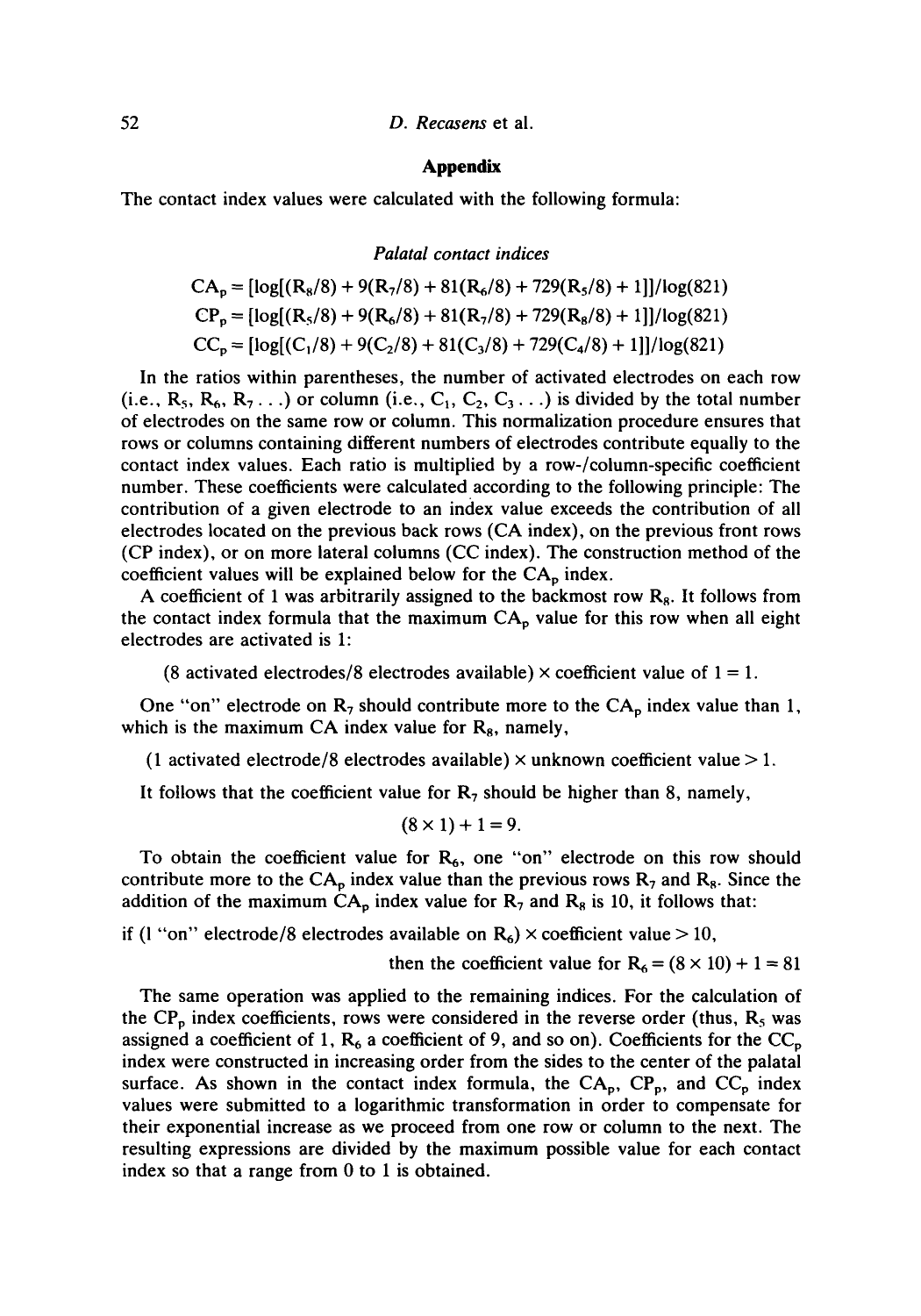## Appendix

The contact index values were calculated with the following formula:

*Palatal contact indices*

$$CA_p = [\log[(R_8/8) + 9(R_7/8) + 81(R_6/8) + 729(R_5/8) + 1]]/\log(821)$$

$$CP_p = [\log[(R_5/8) + 9(R_6/8) + 81(R_7/8) + 729(R_8/8) + 1]]/\log(821)$$

$$CC_p = [\log[(C_1/8) + 9(C_2/8) + 81(C_3/8) + 729(C_4/8) + 1]]/\log(821)$$

In the ratios within parentheses, the number of activated electrodes on each row (i.e., $R_5$, $R_6$, $R_7$ . . .) or column (i.e., $C_1$, $C_2$, $C_3$ . . .) is divided by the total number of electrodes on the same row or column. This normalization procedure ensures that rows or columns containing different numbers of electrodes contribute equally to the contact index values. Each ratio is multiplied by a row-/column-specific coefficient number. These coefficients were calculated according to the following principle: The contribution of a given electrode to an index value exceeds the contribution of all electrodes located on the previous back rows (CA index), on the previous front rows (CP index), or on more lateral columns (CC index). The construction method of the coefficient values will be explained below for the $CA_p$ index.

A coefficient of 1 was arbitrarily assigned to the backmost row $R_8$. It follows from the contact index formula that the maximum $CA_p$ value for this row when all eight electrodes are activated is 1:

(8 activated electrodes/8 electrodes available) × coefficient value of 1 = 1.

One "on" electrode on $R_7$ should contribute more to the $CA_p$ index value than 1, which is the maximum CA index value for $R_8$, namely,

(1 activated electrode/8 electrodes available) × unknown coefficient value > 1.

It follows that the coefficient value for $R_7$ should be higher than 8, namely,

$$(8 \times 1) + 1 = 9.$$

To obtain the coefficient value for $R_6$, one "on" electrode on this row should contribute more to the $CA_p$ index value than the previous rows $R_7$ and $R_8$. Since the addition of the maximum $CA_p$ index value for $R_7$ and $R_8$ is 10, it follows that:

if (1 "on" electrode/8 electrodes available on $R_6$) × coefficient value > 10,

then the coefficient value for $R_6 = (8 \times 10) + 1 = 81$

The same operation was applied to the remaining indices. For the calculation of the $CP_p$ index coefficients, rows were considered in the reverse order (thus, $R_5$ was assigned a coefficient of 1, $R_6$ a coefficient of 9, and so on). Coefficients for the $CC_p$ index were constructed in increasing order from the sides to the center of the palatal surface. As shown in the contact index formula, the $CA_p$, $CP_p$, and $CC_p$ index values were submitted to a logarithmic transformation in order to compensate for their exponential increase as we proceed from one row or column to the next. The resulting expressions are divided by the maximum possible value for each contact index so that a range from 0 to 1 is obtained.